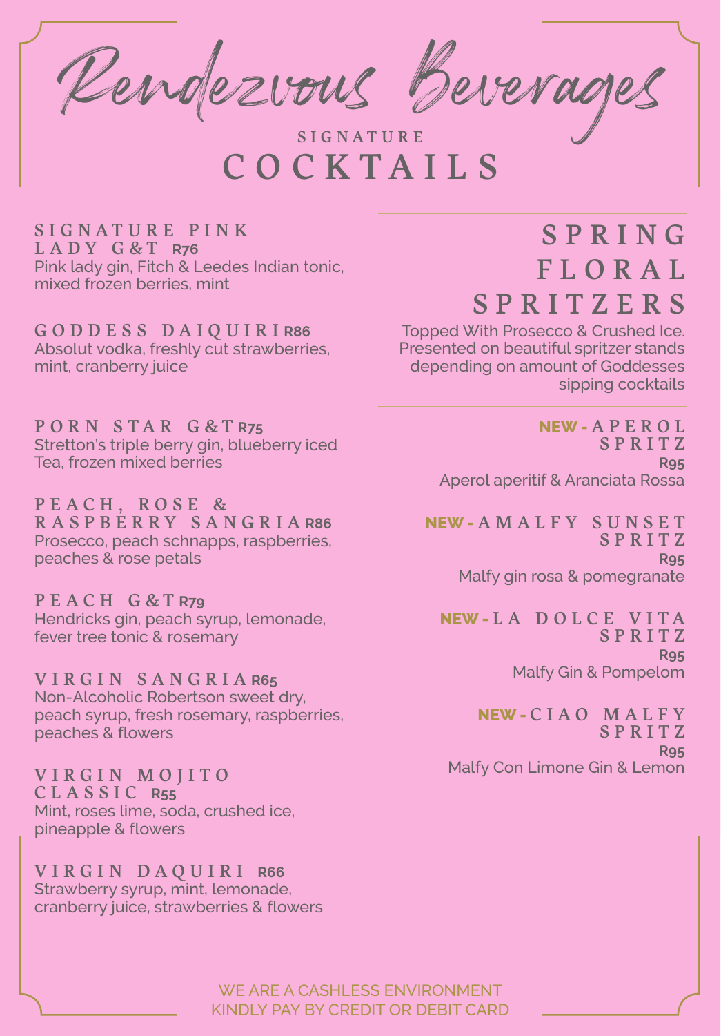# Rendezvous Beverages

## SIGNATURE COCKTAILS

**SIGNATURE PINK LADY G&T R76**
Pink lady gin, Fitch & Leedes Indian tonic, mixed frozen berries, mint

**GODDESS DAIQUIRI R86**
Absolut vodka, freshly cut strawberries, mint, cranberry juice

**PORN STAR G&T R75**
Stretton's triple berry gin, blueberry iced Tea, frozen mixed berries

**PEACH, ROSE & RASPBERRY SANGRIA R86**
Prosecco, peach schnapps, raspberries, peaches & rose petals

**PEACH G&T R79**
Hendricks gin, peach syrup, lemonade, fever tree tonic & rosemary

**VIRGIN SANGRIA R65**
Non-Alcoholic Robertson sweet dry, peach syrup, fresh rosemary, raspberries, peaches & flowers

**VIRGIN MOJITO CLASSIC R55**
Mint, roses lime, soda, crushed ice, pineapple & flowers

**VIRGIN DAQUIRI R66**
Strawberry syrup, mint, lemonade, cranberry juice, strawberries & flowers

## SPRING FLORAL SPRITZERS

Topped With Prosecco & Crushed Ice. Presented on beautiful spritzer stands depending on amount of Goddesses sipping cocktails

**NEW - APEROL SPRITZ**
**R95**
Aperol aperitif & Aranciata Rossa

**NEW - AMALFY SUNSET SPRITZ**
**R95**
Malfy gin rosa & pomegranate

**NEW - LA DOLCE VITA SPRITZ**
**R95**
Malfy Gin & Pompelom

**NEW - CIAO MALFY SPRITZ**
**R95**
Malfy Con Limone Gin & Lemon

WE ARE A CASHLESS ENVIRONMENT
KINDLY PAY BY CREDIT OR DEBIT CARD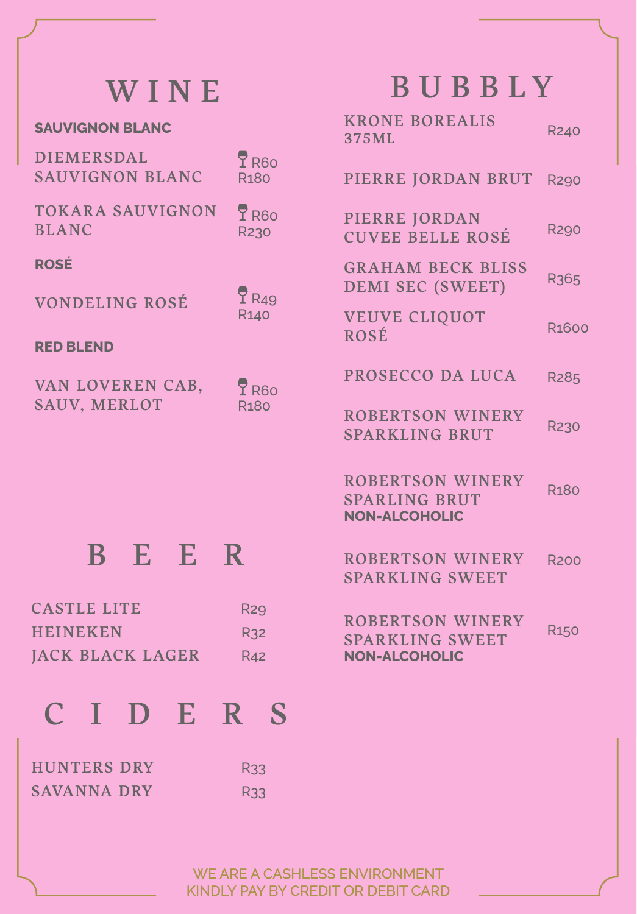# WINE

### SAUVIGNON BLANC

| | |
|---|---|
| DIEMERSDAL SAUVIGNON BLANC | 🍷 R60 R180 |
| TOKARA SAUVIGNON BLANC | 🍷 R60 R230 |

### ROSÉ

| | |
|---|---|
| VONDELING ROSÉ | 🍷 R49 R140 |

### RED BLEND

| | |
|---|---|
| VAN LOVEREN CAB, SAUV, MERLOT | 🍷 R60 R180 |

# BEER

| | |
|---|---|
| CASTLE LITE | R29 |
| HEINEKEN | R32 |
| JACK BLACK LAGER | R42 |

# CIDERS

| | |
|---|---|
| HUNTERS DRY | R33 |
| SAVANNA DRY | R33 |

# BUBBLY

| | |
|---|---|
| KRONE BOREALIS 375ML | R240 |
| PIERRE JORDAN BRUT | R290 |
| PIERRE JORDAN CUVEE BELLE ROSÉ | R290 |
| GRAHAM BECK BLISS DEMI SEC (SWEET) | R365 |
| VEUVE CLIQUOT ROSÉ | R1600 |
| PROSECCO DA LUCA | R285 |
| ROBERTSON WINERY SPARKLING BRUT | R230 |
| ROBERTSON WINERY SPARLING BRUT **NON-ALCOHOLIC** | R180 |
| ROBERTSON WINERY SPARKLING SWEET | R200 |
| ROBERTSON WINERY SPARKLING SWEET **NON-ALCOHOLIC** | R150 |

WE ARE A CASHLESS ENVIRONMENT
KINDLY PAY BY CREDIT OR DEBIT CARD